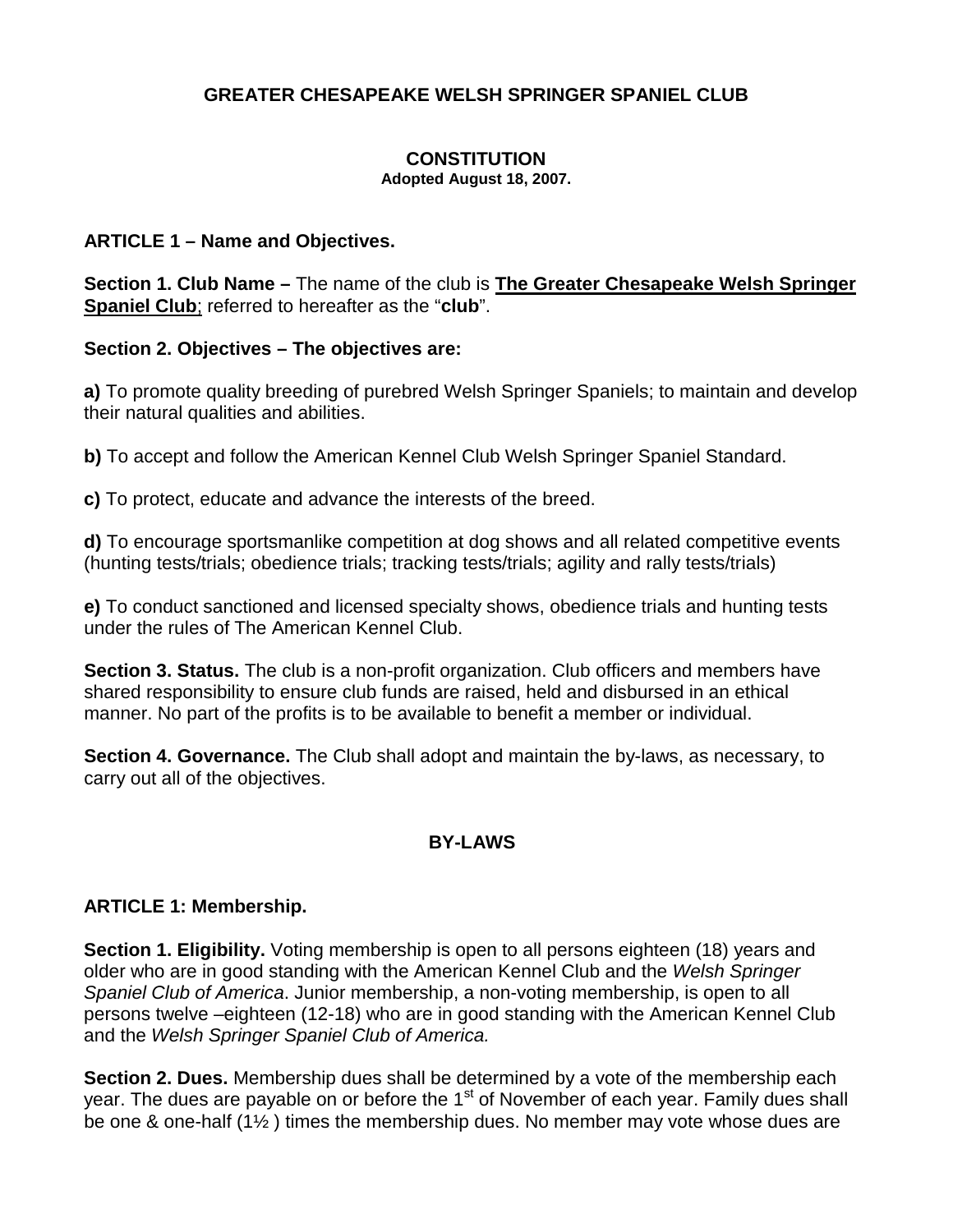# GREATER CHESAPEAKE WELSH SPRINGER SPANIEL CLUB

## CONSTITUTION

**Adopted August 18, 2007.**

### ARTICLE 1 – Name and Objectives.

**Section 1. Club Name –** The name of the club is **The Greater Chesapeake Welsh Springer Spaniel Club**; referred to hereafter as the "**club**".

**Section 2. Objectives – The objectives are:**

**a)** To promote quality breeding of purebred Welsh Springer Spaniels; to maintain and develop their natural qualities and abilities.

**b)** To accept and follow the American Kennel Club Welsh Springer Spaniel Standard.

**c)** To protect, educate and advance the interests of the breed.

**d)** To encourage sportsmanlike competition at dog shows and all related competitive events (hunting tests/trials; obedience trials; tracking tests/trials; agility and rally tests/trials)

**e)** To conduct sanctioned and licensed specialty shows, obedience trials and hunting tests under the rules of The American Kennel Club.

**Section 3. Status.** The club is a non-profit organization. Club officers and members have shared responsibility to ensure club funds are raised, held and disbursed in an ethical manner. No part of the profits is to be available to benefit a member or individual.

**Section 4. Governance.** The Club shall adopt and maintain the by-laws, as necessary, to carry out all of the objectives.

## BY-LAWS

### ARTICLE 1: Membership.

**Section 1. Eligibility.** Voting membership is open to all persons eighteen (18) years and older who are in good standing with the American Kennel Club and the *Welsh Springer Spaniel Club of America*. Junior membership, a non-voting membership, is open to all persons twelve –eighteen (12-18) who are in good standing with the American Kennel Club and the *Welsh Springer Spaniel Club of America.*

**Section 2. Dues.** Membership dues shall be determined by a vote of the membership each year. The dues are payable on or before the 1st of November of each year. Family dues shall be one & one-half (1½ ) times the membership dues. No member may vote whose dues are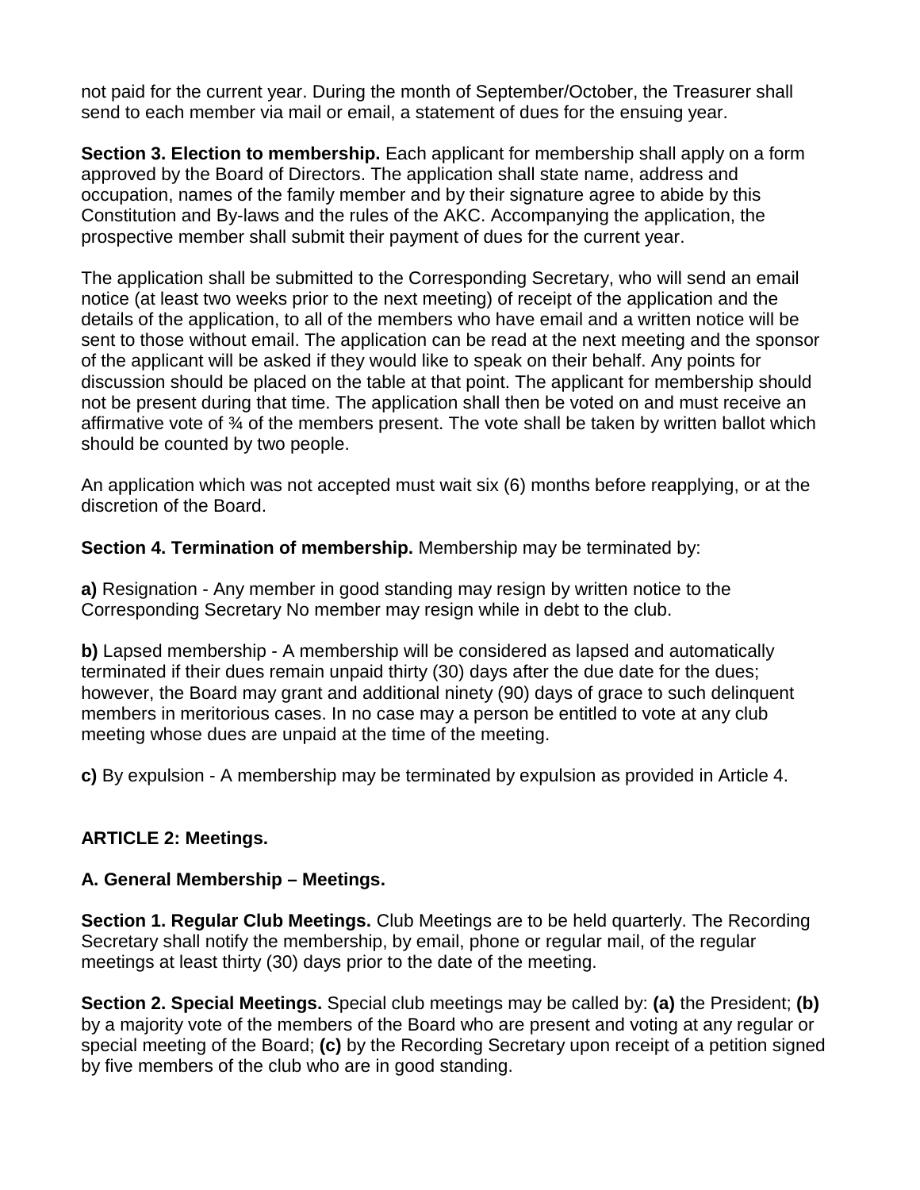not paid for the current year. During the month of September/October, the Treasurer shall send to each member via mail or email, a statement of dues for the ensuing year.

**Section 3. Election to membership.** Each applicant for membership shall apply on a form approved by the Board of Directors. The application shall state name, address and occupation, names of the family member and by their signature agree to abide by this Constitution and By-laws and the rules of the AKC. Accompanying the application, the prospective member shall submit their payment of dues for the current year.

The application shall be submitted to the Corresponding Secretary, who will send an email notice (at least two weeks prior to the next meeting) of receipt of the application and the details of the application, to all of the members who have email and a written notice will be sent to those without email. The application can be read at the next meeting and the sponsor of the applicant will be asked if they would like to speak on their behalf. Any points for discussion should be placed on the table at that point. The applicant for membership should not be present during that time. The application shall then be voted on and must receive an affirmative vote of ¾ of the members present. The vote shall be taken by written ballot which should be counted by two people.

An application which was not accepted must wait six (6) months before reapplying, or at the discretion of the Board.

**Section 4. Termination of membership.** Membership may be terminated by:

**a)** Resignation - Any member in good standing may resign by written notice to the Corresponding Secretary No member may resign while in debt to the club.

**b)** Lapsed membership - A membership will be considered as lapsed and automatically terminated if their dues remain unpaid thirty (30) days after the due date for the dues; however, the Board may grant and additional ninety (90) days of grace to such delinquent members in meritorious cases. In no case may a person be entitled to vote at any club meeting whose dues are unpaid at the time of the meeting.

**c)** By expulsion - A membership may be terminated by expulsion as provided in Article 4.

## ARTICLE 2: Meetings.

### A. General Membership – Meetings.

**Section 1. Regular Club Meetings.** Club Meetings are to be held quarterly. The Recording Secretary shall notify the membership, by email, phone or regular mail, of the regular meetings at least thirty (30) days prior to the date of the meeting.

**Section 2. Special Meetings.** Special club meetings may be called by: **(a)** the President; **(b)** by a majority vote of the members of the Board who are present and voting at any regular or special meeting of the Board; **(c)** by the Recording Secretary upon receipt of a petition signed by five members of the club who are in good standing.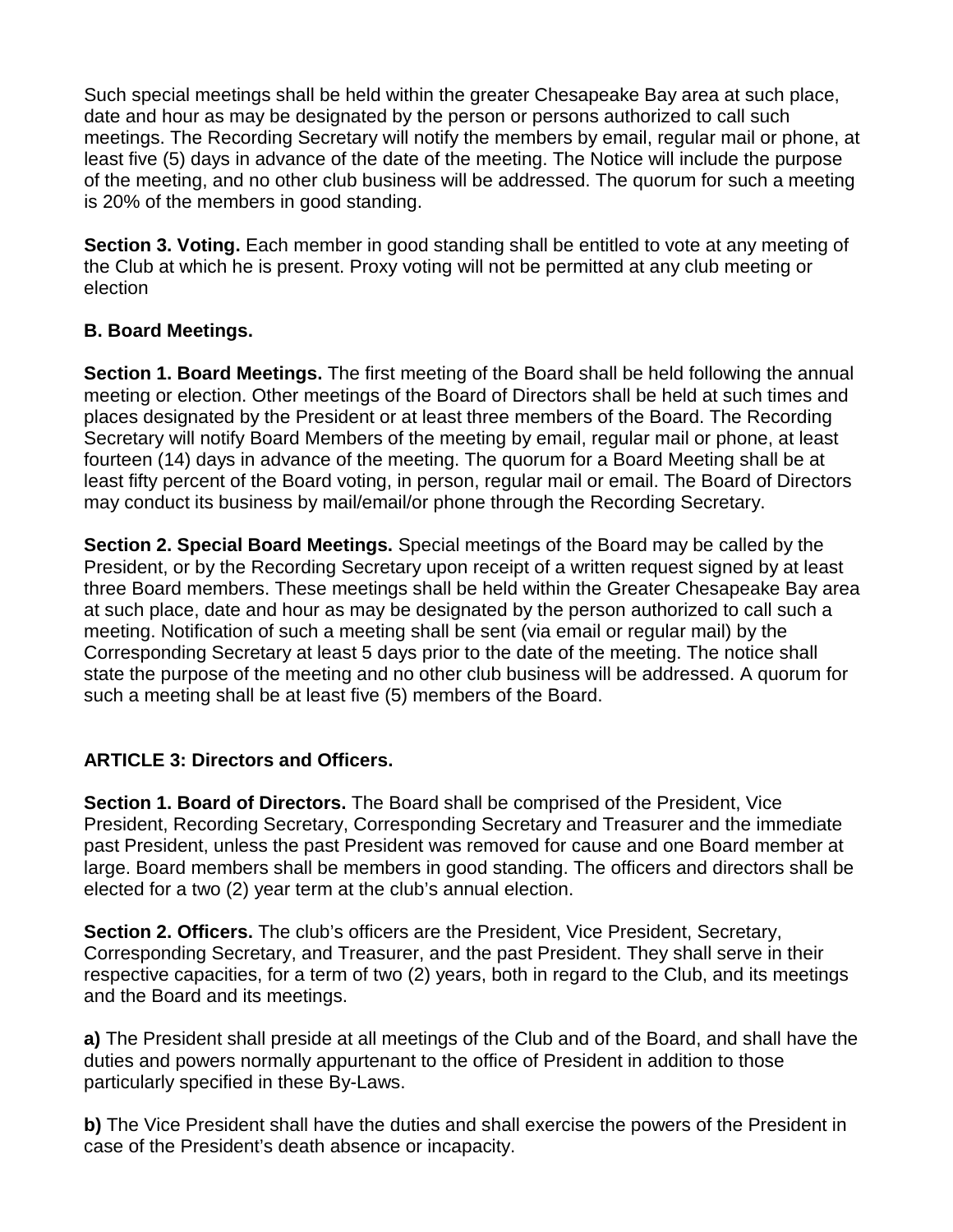Such special meetings shall be held within the greater Chesapeake Bay area at such place, date and hour as may be designated by the person or persons authorized to call such meetings. The Recording Secretary will notify the members by email, regular mail or phone, at least five (5) days in advance of the date of the meeting. The Notice will include the purpose of the meeting, and no other club business will be addressed. The quorum for such a meeting is 20% of the members in good standing.

**Section 3. Voting.** Each member in good standing shall be entitled to vote at any meeting of the Club at which he is present. Proxy voting will not be permitted at any club meeting or election

**B. Board Meetings.**

**Section 1. Board Meetings.** The first meeting of the Board shall be held following the annual meeting or election. Other meetings of the Board of Directors shall be held at such times and places designated by the President or at least three members of the Board. The Recording Secretary will notify Board Members of the meeting by email, regular mail or phone, at least fourteen (14) days in advance of the meeting. The quorum for a Board Meeting shall be at least fifty percent of the Board voting, in person, regular mail or email. The Board of Directors may conduct its business by mail/email/or phone through the Recording Secretary.

**Section 2. Special Board Meetings.** Special meetings of the Board may be called by the President, or by the Recording Secretary upon receipt of a written request signed by at least three Board members. These meetings shall be held within the Greater Chesapeake Bay area at such place, date and hour as may be designated by the person authorized to call such a meeting. Notification of such a meeting shall be sent (via email or regular mail) by the Corresponding Secretary at least 5 days prior to the date of the meeting. The notice shall state the purpose of the meeting and no other club business will be addressed. A quorum for such a meeting shall be at least five (5) members of the Board.

**ARTICLE 3: Directors and Officers.**

**Section 1. Board of Directors.** The Board shall be comprised of the President, Vice President, Recording Secretary, Corresponding Secretary and Treasurer and the immediate past President, unless the past President was removed for cause and one Board member at large. Board members shall be members in good standing. The officers and directors shall be elected for a two (2) year term at the club's annual election.

**Section 2. Officers.** The club's officers are the President, Vice President, Secretary, Corresponding Secretary, and Treasurer, and the past President. They shall serve in their respective capacities, for a term of two (2) years, both in regard to the Club, and its meetings and the Board and its meetings.

**a)** The President shall preside at all meetings of the Club and of the Board, and shall have the duties and powers normally appurtenant to the office of President in addition to those particularly specified in these By-Laws.

**b)** The Vice President shall have the duties and shall exercise the powers of the President in case of the President's death absence or incapacity.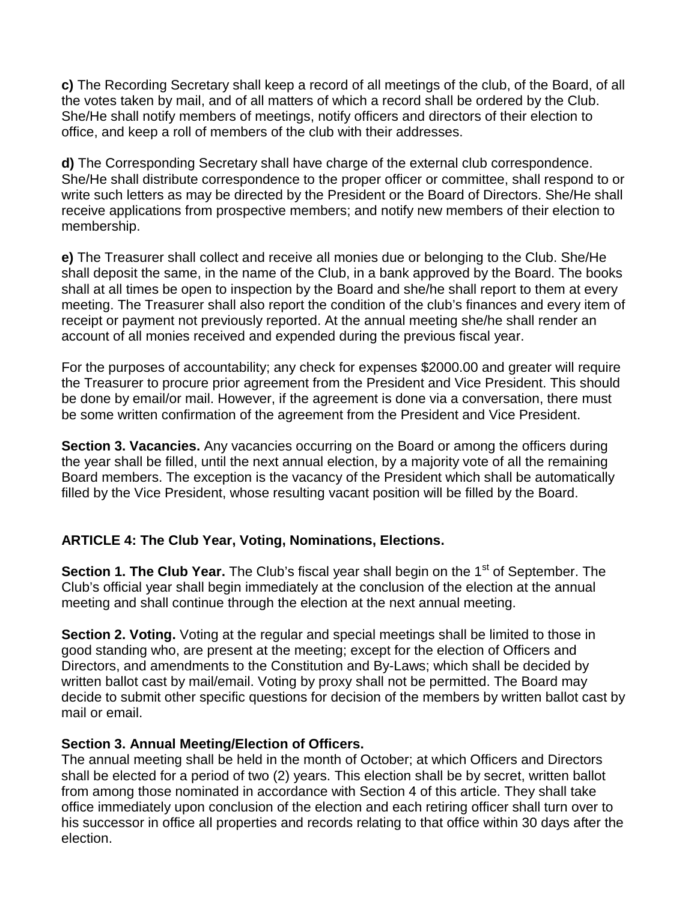**c)** The Recording Secretary shall keep a record of all meetings of the club, of the Board, of all the votes taken by mail, and of all matters of which a record shall be ordered by the Club. She/He shall notify members of meetings, notify officers and directors of their election to office, and keep a roll of members of the club with their addresses.

**d)** The Corresponding Secretary shall have charge of the external club correspondence. She/He shall distribute correspondence to the proper officer or committee, shall respond to or write such letters as may be directed by the President or the Board of Directors. She/He shall receive applications from prospective members; and notify new members of their election to membership.

**e)** The Treasurer shall collect and receive all monies due or belonging to the Club. She/He shall deposit the same, in the name of the Club, in a bank approved by the Board. The books shall at all times be open to inspection by the Board and she/he shall report to them at every meeting. The Treasurer shall also report the condition of the club's finances and every item of receipt or payment not previously reported. At the annual meeting she/he shall render an account of all monies received and expended during the previous fiscal year.

For the purposes of accountability; any check for expenses $2000.00 and greater will require the Treasurer to procure prior agreement from the President and Vice President. This should be done by email/or mail. However, if the agreement is done via a conversation, there must be some written confirmation of the agreement from the President and Vice President.

**Section 3. Vacancies.** Any vacancies occurring on the Board or among the officers during the year shall be filled, until the next annual election, by a majority vote of all the remaining Board members. The exception is the vacancy of the President which shall be automatically filled by the Vice President, whose resulting vacant position will be filled by the Board.

## ARTICLE 4: The Club Year, Voting, Nominations, Elections.

**Section 1. The Club Year.** The Club's fiscal year shall begin on the 1st of September. The Club's official year shall begin immediately at the conclusion of the election at the annual meeting and shall continue through the election at the next annual meeting.

**Section 2. Voting.** Voting at the regular and special meetings shall be limited to those in good standing who, are present at the meeting; except for the election of Officers and Directors, and amendments to the Constitution and By-Laws; which shall be decided by written ballot cast by mail/email. Voting by proxy shall not be permitted. The Board may decide to submit other specific questions for decision of the members by written ballot cast by mail or email.

**Section 3. Annual Meeting/Election of Officers.**
The annual meeting shall be held in the month of October; at which Officers and Directors shall be elected for a period of two (2) years. This election shall be by secret, written ballot from among those nominated in accordance with Section 4 of this article. They shall take office immediately upon conclusion of the election and each retiring officer shall turn over to his successor in office all properties and records relating to that office within 30 days after the election.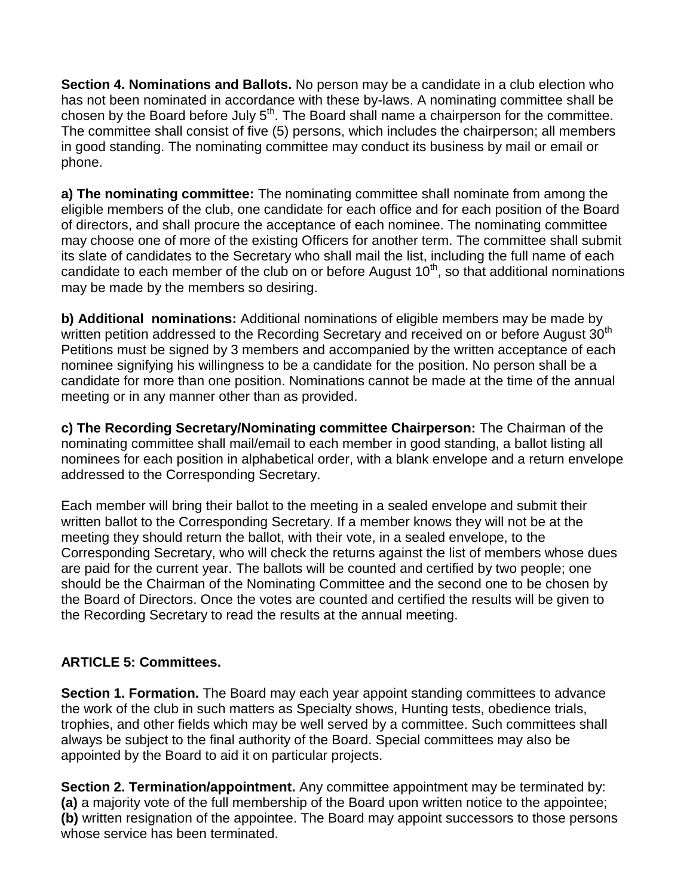**Section 4. Nominations and Ballots.** No person may be a candidate in a club election who has not been nominated in accordance with these by-laws. A nominating committee shall be chosen by the Board before July 5th. The Board shall name a chairperson for the committee. The committee shall consist of five (5) persons, which includes the chairperson; all members in good standing. The nominating committee may conduct its business by mail or email or phone.

**a) The nominating committee:** The nominating committee shall nominate from among the eligible members of the club, one candidate for each office and for each position of the Board of directors, and shall procure the acceptance of each nominee. The nominating committee may choose one of more of the existing Officers for another term. The committee shall submit its slate of candidates to the Secretary who shall mail the list, including the full name of each candidate to each member of the club on or before August 10th, so that additional nominations may be made by the members so desiring.

**b) Additional nominations:** Additional nominations of eligible members may be made by written petition addressed to the Recording Secretary and received on or before August 30th Petitions must be signed by 3 members and accompanied by the written acceptance of each nominee signifying his willingness to be a candidate for the position. No person shall be a candidate for more than one position. Nominations cannot be made at the time of the annual meeting or in any manner other than as provided.

**c) The Recording Secretary/Nominating committee Chairperson:** The Chairman of the nominating committee shall mail/email to each member in good standing, a ballot listing all nominees for each position in alphabetical order, with a blank envelope and a return envelope addressed to the Corresponding Secretary.

Each member will bring their ballot to the meeting in a sealed envelope and submit their written ballot to the Corresponding Secretary. If a member knows they will not be at the meeting they should return the ballot, with their vote, in a sealed envelope, to the Corresponding Secretary, who will check the returns against the list of members whose dues are paid for the current year. The ballots will be counted and certified by two people; one should be the Chairman of the Nominating Committee and the second one to be chosen by the Board of Directors. Once the votes are counted and certified the results will be given to the Recording Secretary to read the results at the annual meeting.

## ARTICLE 5: Committees.

**Section 1. Formation.** The Board may each year appoint standing committees to advance the work of the club in such matters as Specialty shows, Hunting tests, obedience trials, trophies, and other fields which may be well served by a committee. Such committees shall always be subject to the final authority of the Board. Special committees may also be appointed by the Board to aid it on particular projects.

**Section 2. Termination/appointment.** Any committee appointment may be terminated by:
**(a)** a majority vote of the full membership of the Board upon written notice to the appointee;
**(b)** written resignation of the appointee. The Board may appoint successors to those persons whose service has been terminated.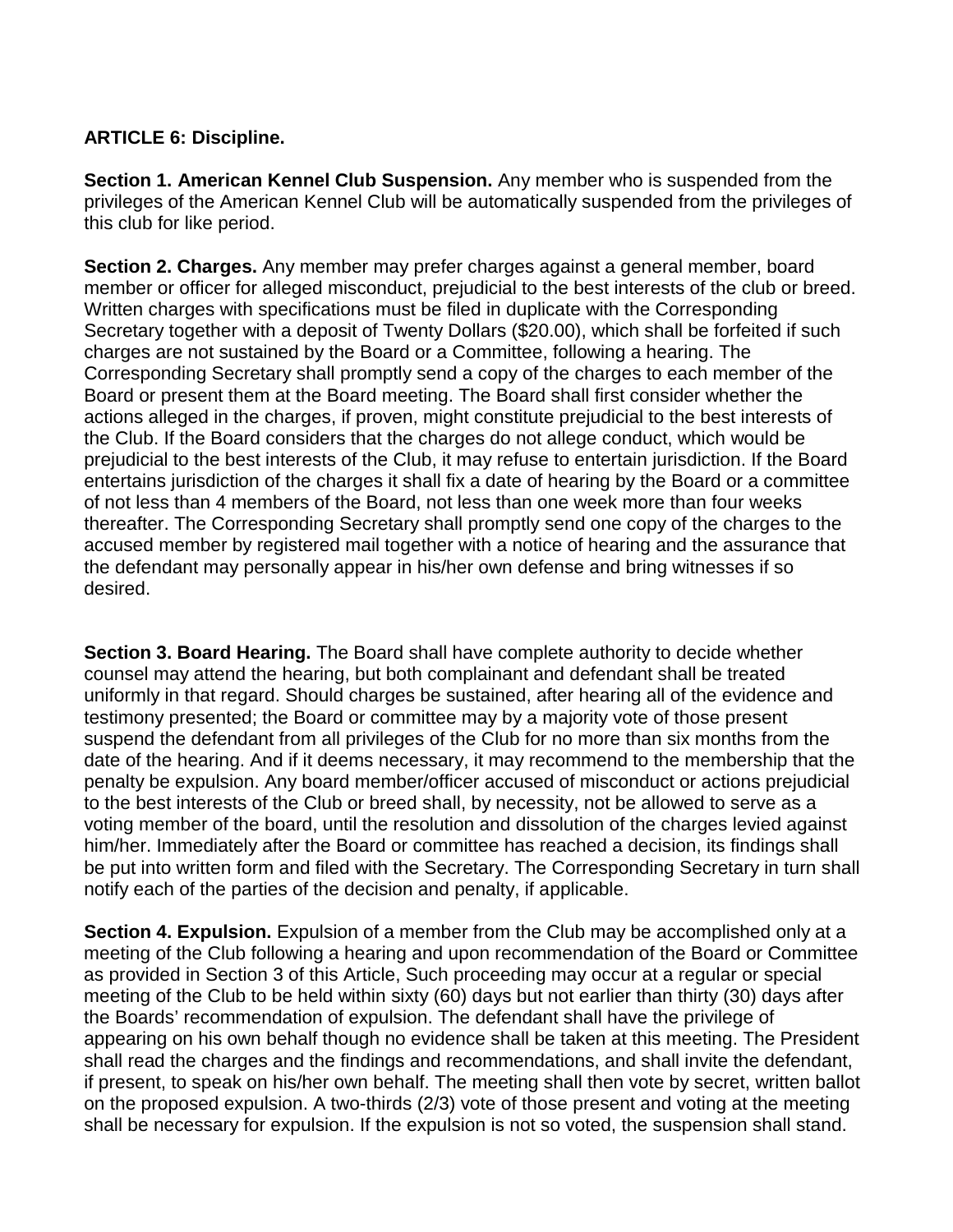**ARTICLE 6: Discipline.**

**Section 1. American Kennel Club Suspension.** Any member who is suspended from the privileges of the American Kennel Club will be automatically suspended from the privileges of this club for like period.

**Section 2. Charges.** Any member may prefer charges against a general member, board member or officer for alleged misconduct, prejudicial to the best interests of the club or breed. Written charges with specifications must be filed in duplicate with the Corresponding Secretary together with a deposit of Twenty Dollars ($20.00), which shall be forfeited if such charges are not sustained by the Board or a Committee, following a hearing. The Corresponding Secretary shall promptly send a copy of the charges to each member of the Board or present them at the Board meeting. The Board shall first consider whether the actions alleged in the charges, if proven, might constitute prejudicial to the best interests of the Club. If the Board considers that the charges do not allege conduct, which would be prejudicial to the best interests of the Club, it may refuse to entertain jurisdiction. If the Board entertains jurisdiction of the charges it shall fix a date of hearing by the Board or a committee of not less than 4 members of the Board, not less than one week more than four weeks thereafter. The Corresponding Secretary shall promptly send one copy of the charges to the accused member by registered mail together with a notice of hearing and the assurance that the defendant may personally appear in his/her own defense and bring witnesses if so desired.

**Section 3. Board Hearing.** The Board shall have complete authority to decide whether counsel may attend the hearing, but both complainant and defendant shall be treated uniformly in that regard. Should charges be sustained, after hearing all of the evidence and testimony presented; the Board or committee may by a majority vote of those present suspend the defendant from all privileges of the Club for no more than six months from the date of the hearing. And if it deems necessary, it may recommend to the membership that the penalty be expulsion. Any board member/officer accused of misconduct or actions prejudicial to the best interests of the Club or breed shall, by necessity, not be allowed to serve as a voting member of the board, until the resolution and dissolution of the charges levied against him/her. Immediately after the Board or committee has reached a decision, its findings shall be put into written form and filed with the Secretary. The Corresponding Secretary in turn shall notify each of the parties of the decision and penalty, if applicable.

**Section 4. Expulsion.** Expulsion of a member from the Club may be accomplished only at a meeting of the Club following a hearing and upon recommendation of the Board or Committee as provided in Section 3 of this Article, Such proceeding may occur at a regular or special meeting of the Club to be held within sixty (60) days but not earlier than thirty (30) days after the Boards' recommendation of expulsion. The defendant shall have the privilege of appearing on his own behalf though no evidence shall be taken at this meeting. The President shall read the charges and the findings and recommendations, and shall invite the defendant, if present, to speak on his/her own behalf. The meeting shall then vote by secret, written ballot on the proposed expulsion. A two-thirds (2/3) vote of those present and voting at the meeting shall be necessary for expulsion. If the expulsion is not so voted, the suspension shall stand.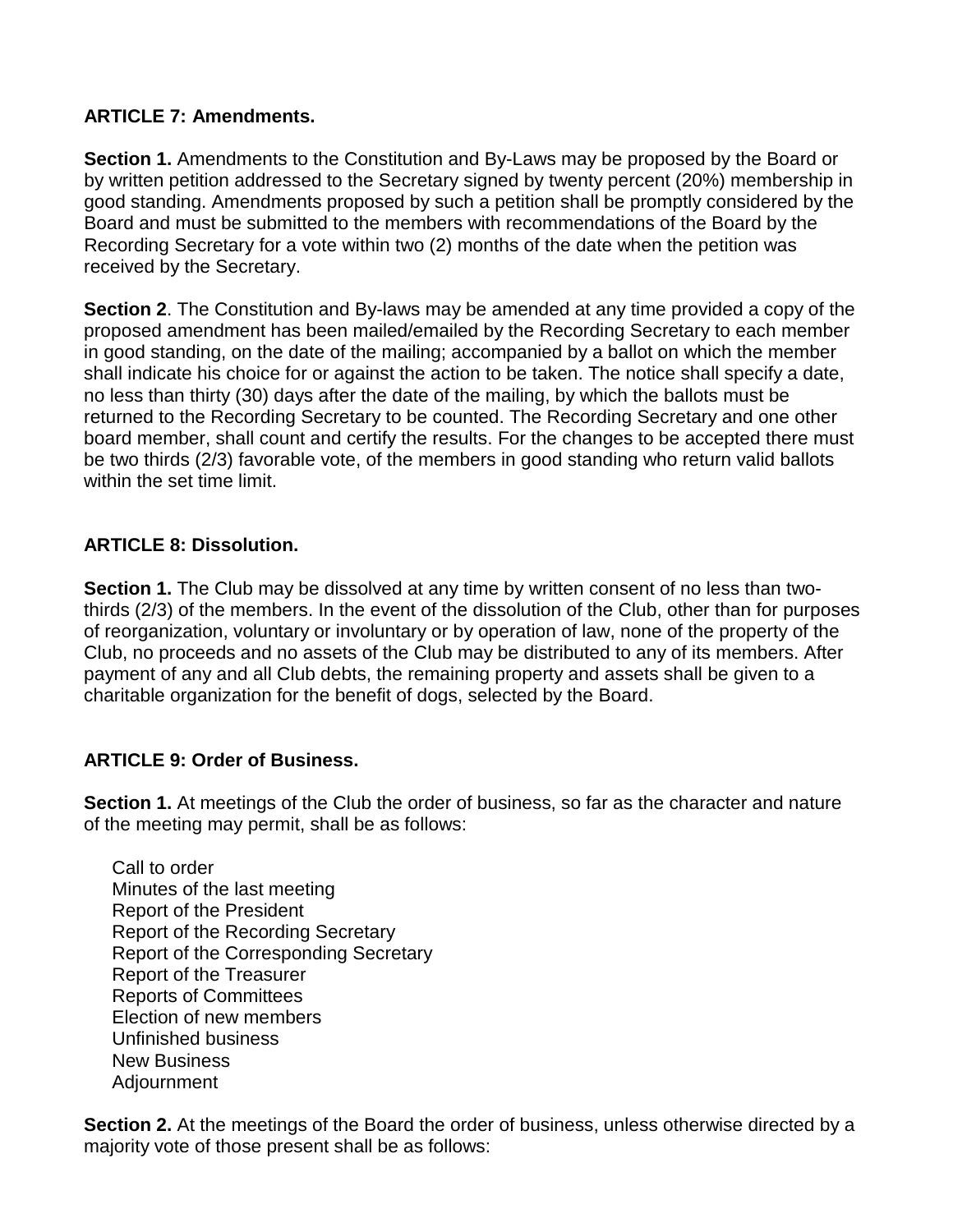**ARTICLE 7: Amendments.**

**Section 1.** Amendments to the Constitution and By-Laws may be proposed by the Board or by written petition addressed to the Secretary signed by twenty percent (20%) membership in good standing. Amendments proposed by such a petition shall be promptly considered by the Board and must be submitted to the members with recommendations of the Board by the Recording Secretary for a vote within two (2) months of the date when the petition was received by the Secretary.

**Section 2**. The Constitution and By-laws may be amended at any time provided a copy of the proposed amendment has been mailed/emailed by the Recording Secretary to each member in good standing, on the date of the mailing; accompanied by a ballot on which the member shall indicate his choice for or against the action to be taken. The notice shall specify a date, no less than thirty (30) days after the date of the mailing, by which the ballots must be returned to the Recording Secretary to be counted. The Recording Secretary and one other board member, shall count and certify the results. For the changes to be accepted there must be two thirds (2/3) favorable vote, of the members in good standing who return valid ballots within the set time limit.

**ARTICLE 8: Dissolution.**

**Section 1.** The Club may be dissolved at any time by written consent of no less than two-thirds (2/3) of the members. In the event of the dissolution of the Club, other than for purposes of reorganization, voluntary or involuntary or by operation of law, none of the property of the Club, no proceeds and no assets of the Club may be distributed to any of its members. After payment of any and all Club debts, the remaining property and assets shall be given to a charitable organization for the benefit of dogs, selected by the Board.

**ARTICLE 9: Order of Business.**

**Section 1.** At meetings of the Club the order of business, so far as the character and nature of the meeting may permit, shall be as follows:

Call to order
Minutes of the last meeting
Report of the President
Report of the Recording Secretary
Report of the Corresponding Secretary
Report of the Treasurer
Reports of Committees
Election of new members
Unfinished business
New Business
Adjournment

**Section 2.** At the meetings of the Board the order of business, unless otherwise directed by a majority vote of those present shall be as follows: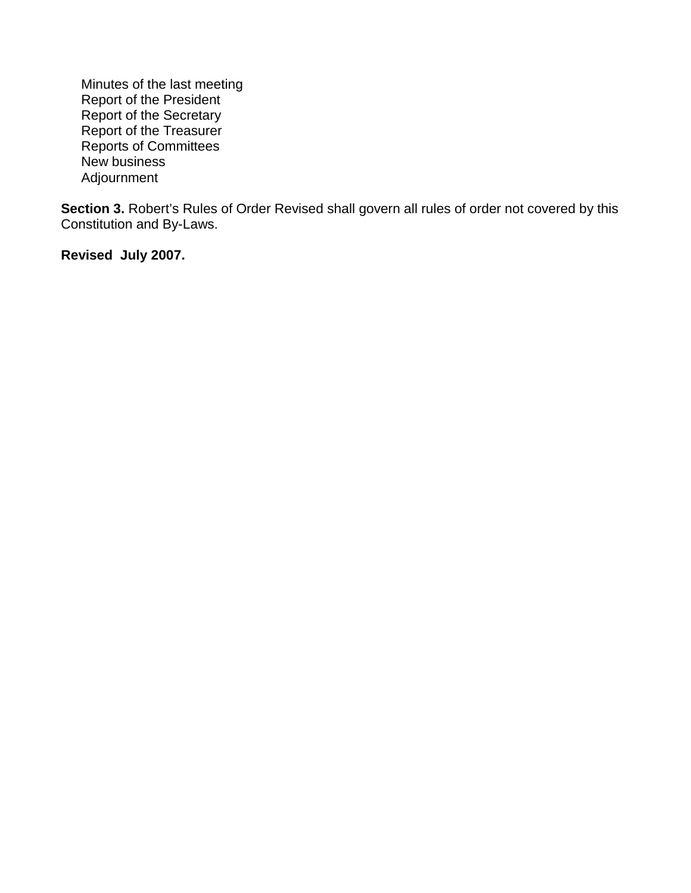Minutes of the last meeting
Report of the President
Report of the Secretary
Report of the Treasurer
Reports of Committees
New business
Adjournment

**Section 3.** Robert's Rules of Order Revised shall govern all rules of order not covered by this Constitution and By-Laws.

**Revised July 2007.**